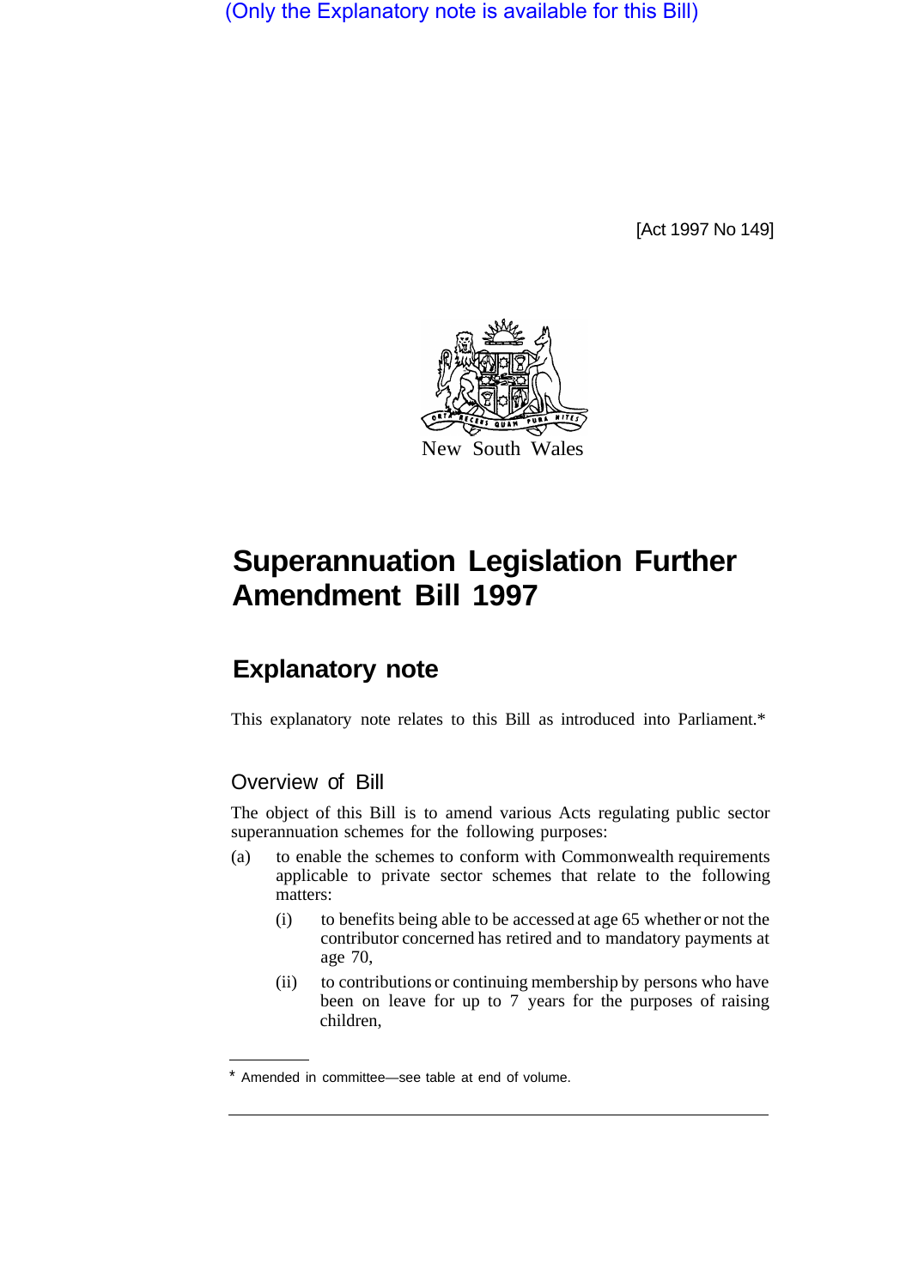(Only the Explanatory note is available for this Bill)

[Act 1997 No 149]

New South Wales

# Superannuation Legislation Further Amendment Bill 1997

## Explanatory note

This explanatory note relates to this Bill as introduced into Parliament.*

### Overview of Bill

The object of this Bill is to amend various Acts regulating public sector superannuation schemes for the following purposes:

(a) to enable the schemes to conform with Commonwealth requirements applicable to private sector schemes that relate to the following matters:

   (i) to benefits being able to be accessed at age 65 whether or not the contributor concerned has retired and to mandatory payments at age 70,

   (ii) to contributions or continuing membership by persons who have been on leave for up to 7 years for the purposes of raising children,

* Amended in committee—see table at end of volume.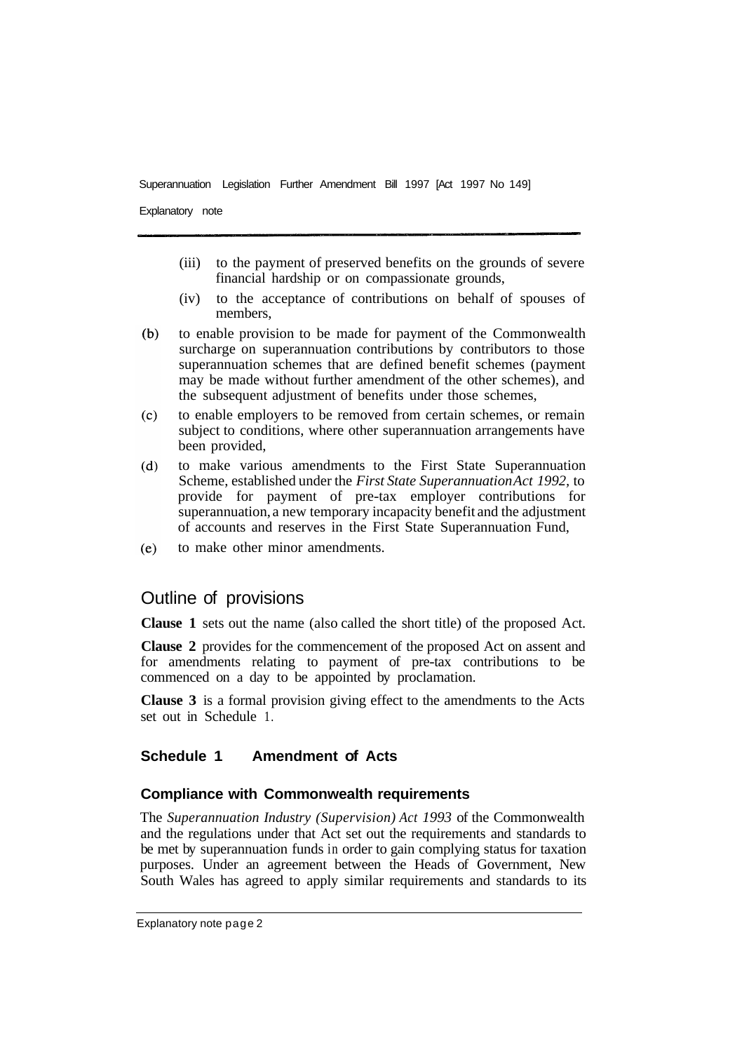(iii) to the payment of preserved benefits on the grounds of severe financial hardship or on compassionate grounds,

(iv) to the acceptance of contributions on behalf of spouses of members,

(b) to enable provision to be made for payment of the Commonwealth surcharge on superannuation contributions by contributors to those superannuation schemes that are defined benefit schemes (payment may be made without further amendment of the other schemes), and the subsequent adjustment of benefits under those schemes,

(c) to enable employers to be removed from certain schemes, or remain subject to conditions, where other superannuation arrangements have been provided,

(d) to make various amendments to the First State Superannuation Scheme, established under the *First State Superannuation Act 1992,* to provide for payment of pre-tax employer contributions for superannuation, a new temporary incapacity benefit and the adjustment of accounts and reserves in the First State Superannuation Fund,

(e) to make other minor amendments.

## Outline of provisions

**Clause 1** sets out the name (also called the short title) of the proposed Act.

**Clause 2** provides for the commencement of the proposed Act on assent and for amendments relating to payment of pre-tax contributions to be commenced on a day to be appointed by proclamation.

**Clause 3** is a formal provision giving effect to the amendments to the Acts set out in Schedule 1.

### Schedule 1 Amendment of Acts

#### Compliance with Commonwealth requirements

The *Superannuation Industry (Supervision) Act 1993* of the Commonwealth and the regulations under that Act set out the requirements and standards to be met by superannuation funds in order to gain complying status for taxation purposes. Under an agreement between the Heads of Government, New South Wales has agreed to apply similar requirements and standards to its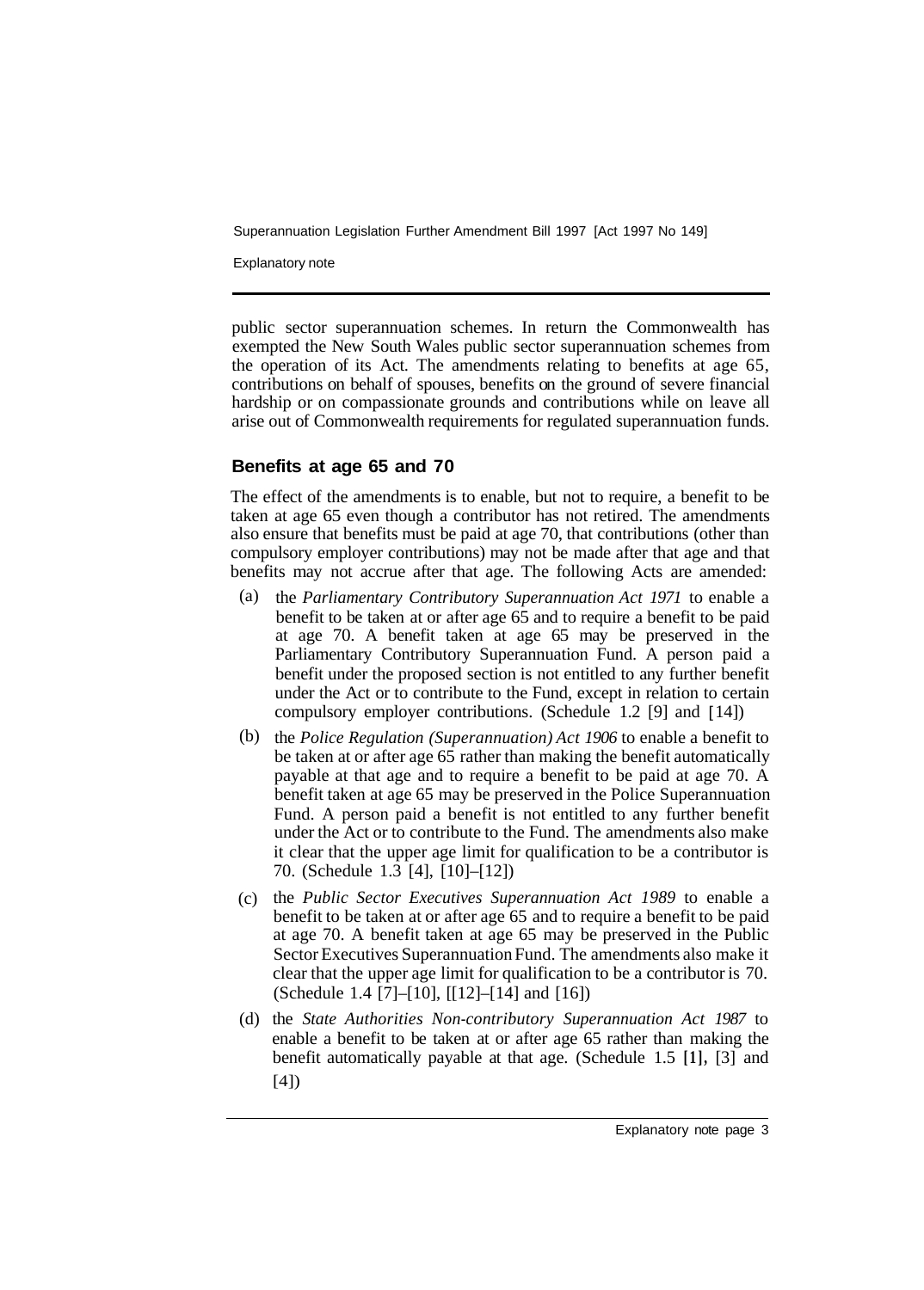public sector superannuation schemes. In return the Commonwealth has exempted the New South Wales public sector superannuation schemes from the operation of its Act. The amendments relating to benefits at age 65, contributions on behalf of spouses, benefits on the ground of severe financial hardship or on compassionate grounds and contributions while on leave all arise out of Commonwealth requirements for regulated superannuation funds.

## Benefits at age 65 and 70

The effect of the amendments is to enable, but not to require, a benefit to be taken at age 65 even though a contributor has not retired. The amendments also ensure that benefits must be paid at age 70, that contributions (other than compulsory employer contributions) may not be made after that age and that benefits may not accrue after that age. The following Acts are amended:

(a) the *Parliamentary Contributory Superannuation Act 1971* to enable a benefit to be taken at or after age 65 and to require a benefit to be paid at age 70. A benefit taken at age 65 may be preserved in the Parliamentary Contributory Superannuation Fund. A person paid a benefit under the proposed section is not entitled to any further benefit under the Act or to contribute to the Fund, except in relation to certain compulsory employer contributions. (Schedule 1.2 [9] and [14])

(b) the *Police Regulation (Superannuation) Act 1906* to enable a benefit to be taken at or after age 65 rather than making the benefit automatically payable at that age and to require a benefit to be paid at age 70. A benefit taken at age 65 may be preserved in the Police Superannuation Fund. A person paid a benefit is not entitled to any further benefit under the Act or to contribute to the Fund. The amendments also make it clear that the upper age limit for qualification to be a contributor is 70. (Schedule 1.3 [4], [10]–[12])

(c) the *Public Sector Executives Superannuation Act 1989* to enable a benefit to be taken at or after age 65 and to require a benefit to be paid at age 70. A benefit taken at age 65 may be preserved in the Public Sector Executives Superannuation Fund. The amendments also make it clear that the upper age limit for qualification to be a contributor is 70. (Schedule 1.4 [7]–[10], [[12]–[14] and [16])

(d) the *State Authorities Non-contributory Superannuation Act 1987* to enable a benefit to be taken at or after age 65 rather than making the benefit automatically payable at that age. (Schedule 1.5 [1], [3] and [4])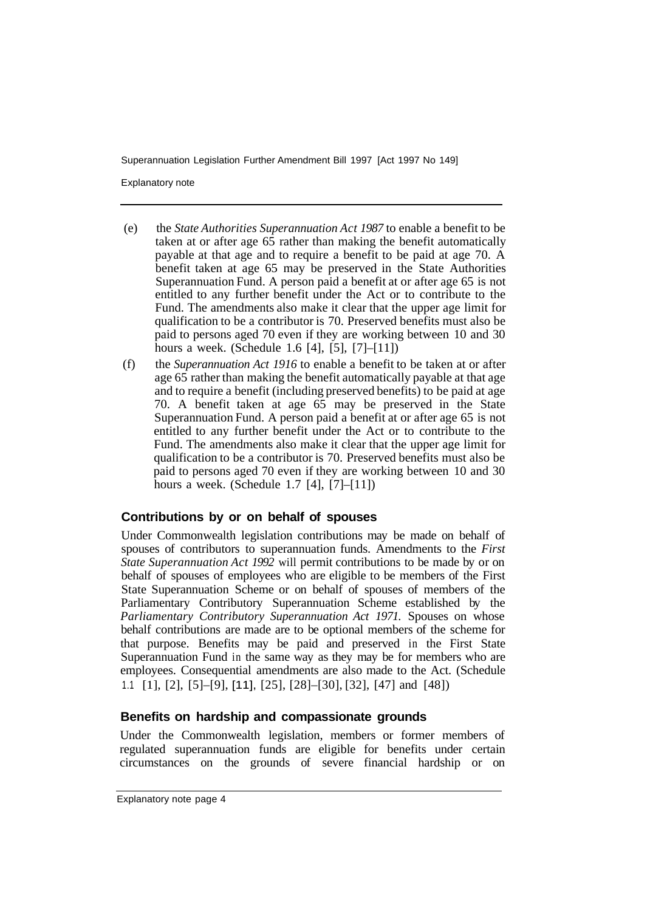(e) the *State Authorities Superannuation Act 1987* to enable a benefit to be taken at or after age 65 rather than making the benefit automatically payable at that age and to require a benefit to be paid at age 70. A benefit taken at age 65 may be preserved in the State Authorities Superannuation Fund. A person paid a benefit at or after age 65 is not entitled to any further benefit under the Act or to contribute to the Fund. The amendments also make it clear that the upper age limit for qualification to be a contributor is 70. Preserved benefits must also be paid to persons aged 70 even if they are working between 10 and 30 hours a week. (Schedule 1.6 [4], [5], [7]–[11])

(f) the *Superannuation Act 1916* to enable a benefit to be taken at or after age 65 rather than making the benefit automatically payable at that age and to require a benefit (including preserved benefits) to be paid at age 70. A benefit taken at age 65 may be preserved in the State Superannuation Fund. A person paid a benefit at or after age 65 is not entitled to any further benefit under the Act or to contribute to the Fund. The amendments also make it clear that the upper age limit for qualification to be a contributor is 70. Preserved benefits must also be paid to persons aged 70 even if they are working between 10 and 30 hours a week. (Schedule 1.7 [4], [7]–[11])

### Contributions by or on behalf of spouses

Under Commonwealth legislation contributions may be made on behalf of spouses of contributors to superannuation funds. Amendments to the *First State Superannuation Act 1992* will permit contributions to be made by or on behalf of spouses of employees who are eligible to be members of the First State Superannuation Scheme or on behalf of spouses of members of the Parliamentary Contributory Superannuation Scheme established by the *Parliamentary Contributory Superannuation Act 1971.* Spouses on whose behalf contributions are made are to be optional members of the scheme for that purpose. Benefits may be paid and preserved in the First State Superannuation Fund in the same way as they may be for members who are employees. Consequential amendments are also made to the Act. (Schedule 1.1 [1], [2], [5]–[9], [11], [25], [28]–[30], [32], [47] and [48])

### Benefits on hardship and compassionate grounds

Under the Commonwealth legislation, members or former members of regulated superannuation funds are eligible for benefits under certain circumstances on the grounds of severe financial hardship or on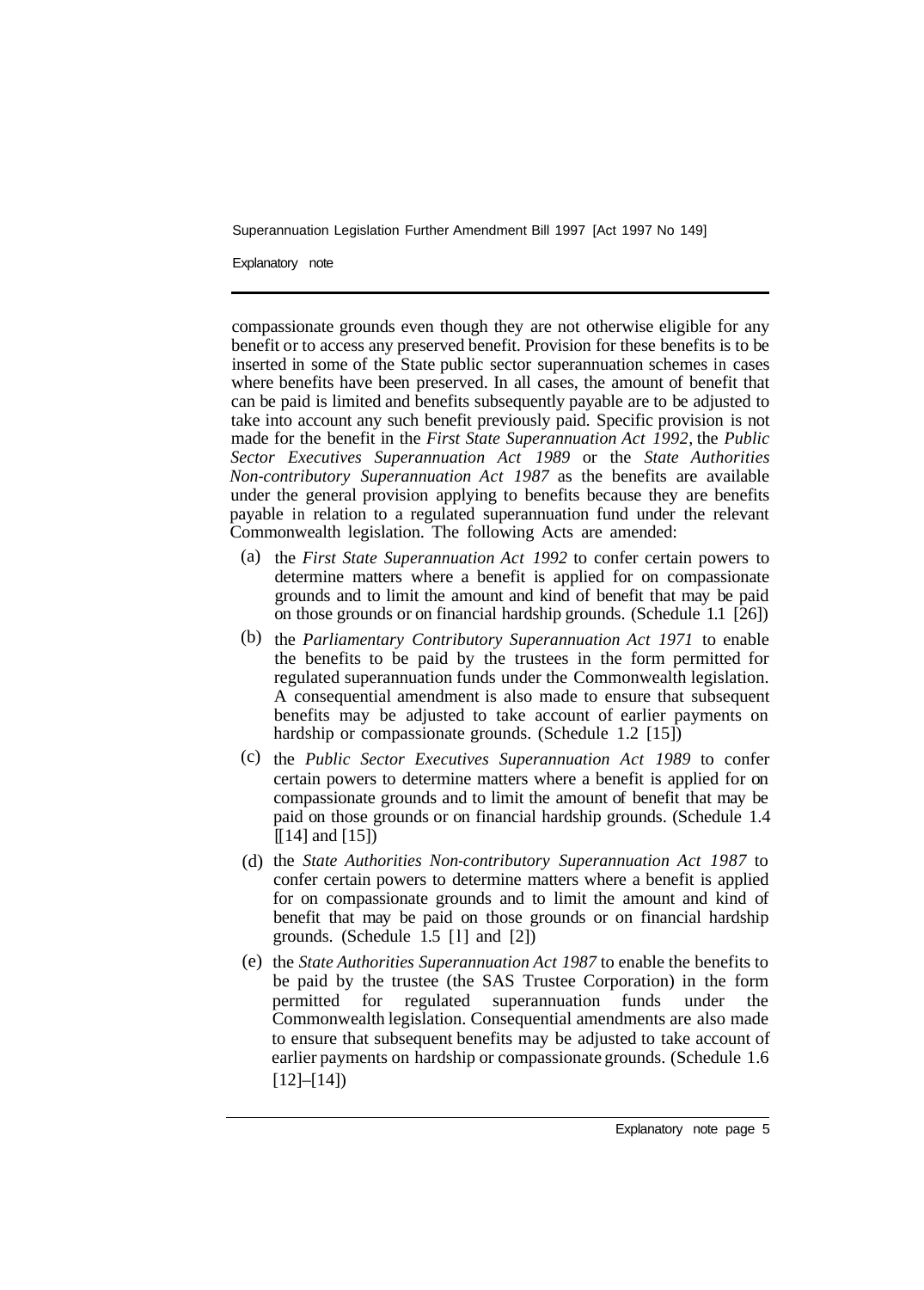compassionate grounds even though they are not otherwise eligible for any benefit or to access any preserved benefit. Provision for these benefits is to be inserted in some of the State public sector superannuation schemes in cases where benefits have been preserved. In all cases, the amount of benefit that can be paid is limited and benefits subsequently payable are to be adjusted to take into account any such benefit previously paid. Specific provision is not made for the benefit in the *First State Superannuation Act 1992*, the *Public Sector Executives Superannuation Act 1989* or the *State Authorities Non-contributory Superannuation Act 1987* as the benefits are available under the general provision applying to benefits because they are benefits payable in relation to a regulated superannuation fund under the relevant Commonwealth legislation. The following Acts are amended:

(a) the *First State Superannuation Act 1992* to confer certain powers to determine matters where a benefit is applied for on compassionate grounds and to limit the amount and kind of benefit that may be paid on those grounds or on financial hardship grounds. (Schedule 1.1 [26])

(b) the *Parliamentary Contributory Superannuation Act 1971* to enable the benefits to be paid by the trustees in the form permitted for regulated superannuation funds under the Commonwealth legislation. A consequential amendment is also made to ensure that subsequent benefits may be adjusted to take account of earlier payments on hardship or compassionate grounds. (Schedule 1.2 [15])

(c) the *Public Sector Executives Superannuation Act 1989* to confer certain powers to determine matters where a benefit is applied for on compassionate grounds and to limit the amount of benefit that may be paid on those grounds or on financial hardship grounds. (Schedule 1.4 [[14] and [15])

(d) the *State Authorities Non-contributory Superannuation Act 1987* to confer certain powers to determine matters where a benefit is applied for on compassionate grounds and to limit the amount and kind of benefit that may be paid on those grounds or on financial hardship grounds. (Schedule 1.5 [1] and [2])

(e) the *State Authorities Superannuation Act 1987* to enable the benefits to be paid by the trustee (the SAS Trustee Corporation) in the form permitted for regulated superannuation funds under the Commonwealth legislation. Consequential amendments are also made to ensure that subsequent benefits may be adjusted to take account of earlier payments on hardship or compassionate grounds. (Schedule 1.6 [12]–[14])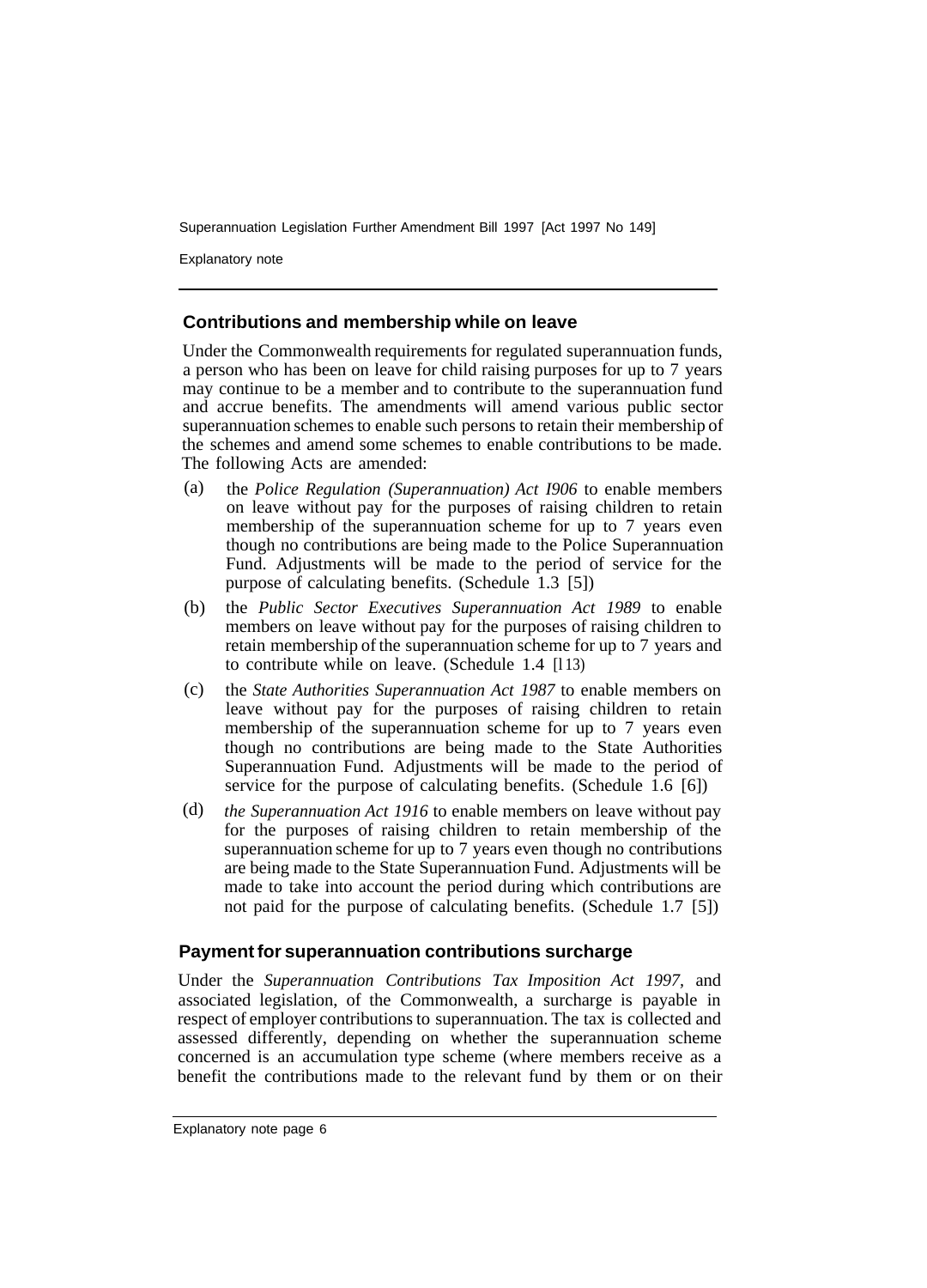## Contributions and membership while on leave

Under the Commonwealth requirements for regulated superannuation funds, a person who has been on leave for child raising purposes for up to 7 years may continue to be a member and to contribute to the superannuation fund and accrue benefits. The amendments will amend various public sector superannuation schemes to enable such persons to retain their membership of the schemes and amend some schemes to enable contributions to be made. The following Acts are amended:

(a) the *Police Regulation (Superannuation) Act I906* to enable members on leave without pay for the purposes of raising children to retain membership of the superannuation scheme for up to 7 years even though no contributions are being made to the Police Superannuation Fund. Adjustments will be made to the period of service for the purpose of calculating benefits. (Schedule 1.3 [5])

(b) the *Public Sector Executives Superannuation Act 1989* to enable members on leave without pay for the purposes of raising children to retain membership of the superannuation scheme for up to 7 years and to contribute while on leave. (Schedule 1.4 [l13)

(c) the *State Authorities Superannuation Act 1987* to enable members on leave without pay for the purposes of raising children to retain membership of the superannuation scheme for up to 7 years even though no contributions are being made to the State Authorities Superannuation Fund. Adjustments will be made to the period of service for the purpose of calculating benefits. (Schedule 1.6 [6])

(d) *the Superannuation Act 1916* to enable members on leave without pay for the purposes of raising children to retain membership of the superannuation scheme for up to 7 years even though no contributions are being made to the State Superannuation Fund. Adjustments will be made to take into account the period during which contributions are not paid for the purpose of calculating benefits. (Schedule 1.7 [5])

## Payment for superannuation contributions surcharge

Under the *Superannuation Contributions Tax Imposition Act 1997*, and associated legislation, of the Commonwealth, a surcharge is payable in respect of employer contributions to superannuation. The tax is collected and assessed differently, depending on whether the superannuation scheme concerned is an accumulation type scheme (where members receive as a benefit the contributions made to the relevant fund by them or on their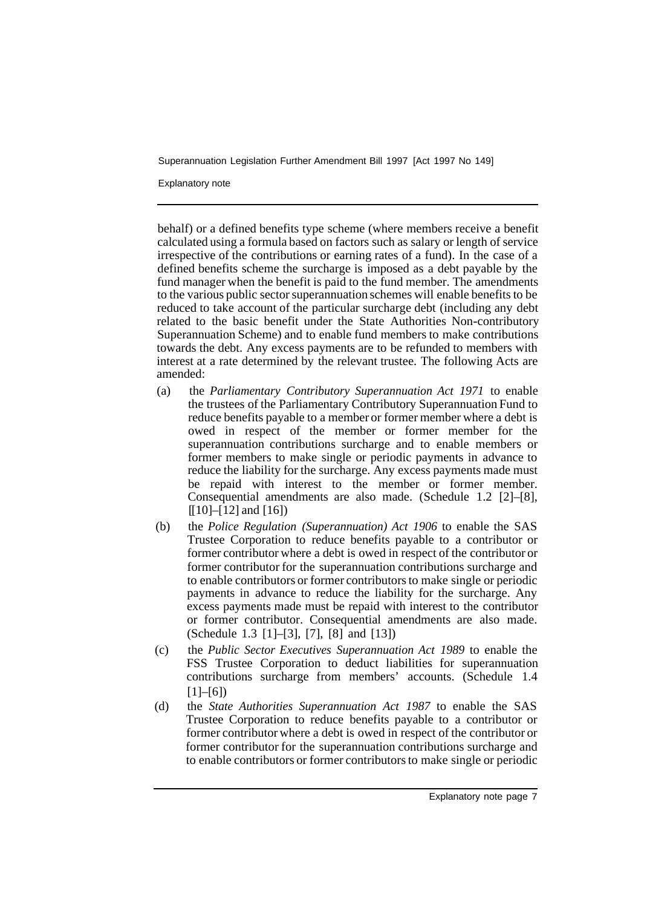behalf) or a defined benefits type scheme (where members receive a benefit calculated using a formula based on factors such as salary or length of service irrespective of the contributions or earning rates of a fund). In the case of a defined benefits scheme the surcharge is imposed as a debt payable by the fund manager when the benefit is paid to the fund member. The amendments to the various public sector superannuation schemes will enable benefits to be reduced to take account of the particular surcharge debt (including any debt related to the basic benefit under the State Authorities Non-contributory Superannuation Scheme) and to enable fund members to make contributions towards the debt. Any excess payments are to be refunded to members with interest at a rate determined by the relevant trustee. The following Acts are amended:

(a) the *Parliamentary Contributory Superannuation Act 1971* to enable the trustees of the Parliamentary Contributory Superannuation Fund to reduce benefits payable to a member or former member where a debt is owed in respect of the member or former member for the superannuation contributions surcharge and to enable members or former members to make single or periodic payments in advance to reduce the liability for the surcharge. Any excess payments made must be repaid with interest to the member or former member. Consequential amendments are also made. (Schedule 1.2 [2]–[8], [[10]–[12] and [16])

(b) the *Police Regulation (Superannuation) Act 1906* to enable the SAS Trustee Corporation to reduce benefits payable to a contributor or former contributor where a debt is owed in respect of the contributor or former contributor for the superannuation contributions surcharge and to enable contributors or former contributors to make single or periodic payments in advance to reduce the liability for the surcharge. Any excess payments made must be repaid with interest to the contributor or former contributor. Consequential amendments are also made. (Schedule 1.3 [1]–[3], [7], [8] and [13])

(c) the *Public Sector Executives Superannuation Act 1989* to enable the FSS Trustee Corporation to deduct liabilities for superannuation contributions surcharge from members' accounts. (Schedule 1.4 [1]–[6])

(d) the *State Authorities Superannuation Act 1987* to enable the SAS Trustee Corporation to reduce benefits payable to a contributor or former contributor where a debt is owed in respect of the contributor or former contributor for the superannuation contributions surcharge and to enable contributors or former contributors to make single or periodic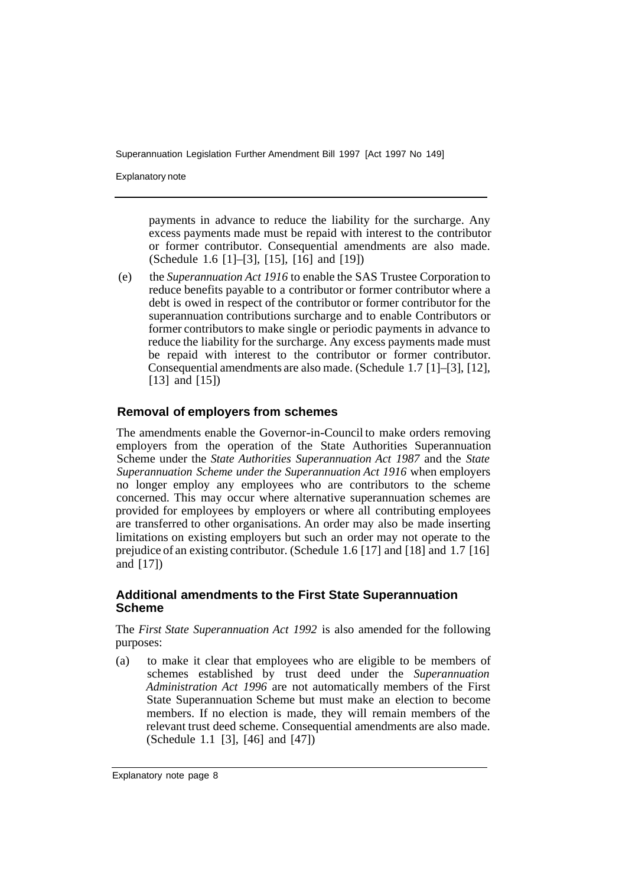payments in advance to reduce the liability for the surcharge. Any excess payments made must be repaid with interest to the contributor or former contributor. Consequential amendments are also made. (Schedule 1.6 [1]–[3], [15], [16] and [19])

(e) the *Superannuation Act 1916* to enable the SAS Trustee Corporation to reduce benefits payable to a contributor or former contributor where a debt is owed in respect of the contributor or former contributor for the superannuation contributions surcharge and to enable Contributors or former contributors to make single or periodic payments in advance to reduce the liability for the surcharge. Any excess payments made must be repaid with interest to the contributor or former contributor. Consequential amendments are also made. (Schedule 1.7 [1]–[3], [12], [13] and [15])

### Removal of employers from schemes

The amendments enable the Governor-in-Council to make orders removing employers from the operation of the State Authorities Superannuation Scheme under the *State Authorities Superannuation Act 1987* and the *State Superannuation Scheme under the Superannuation Act 1916* when employers no longer employ any employees who are contributors to the scheme concerned. This may occur where alternative superannuation schemes are provided for employees by employers or where all contributing employees are transferred to other organisations. An order may also be made inserting limitations on existing employers but such an order may not operate to the prejudice of an existing contributor. (Schedule 1.6 [17] and [18] and 1.7 [16] and [17])

### Additional amendments to the First State Superannuation Scheme

The *First State Superannuation Act 1992* is also amended for the following purposes:

(a) to make it clear that employees who are eligible to be members of schemes established by trust deed under the *Superannuation Administration Act 1996* are not automatically members of the First State Superannuation Scheme but must make an election to become members. If no election is made, they will remain members of the relevant trust deed scheme. Consequential amendments are also made. (Schedule 1.1 [3], [46] and [47])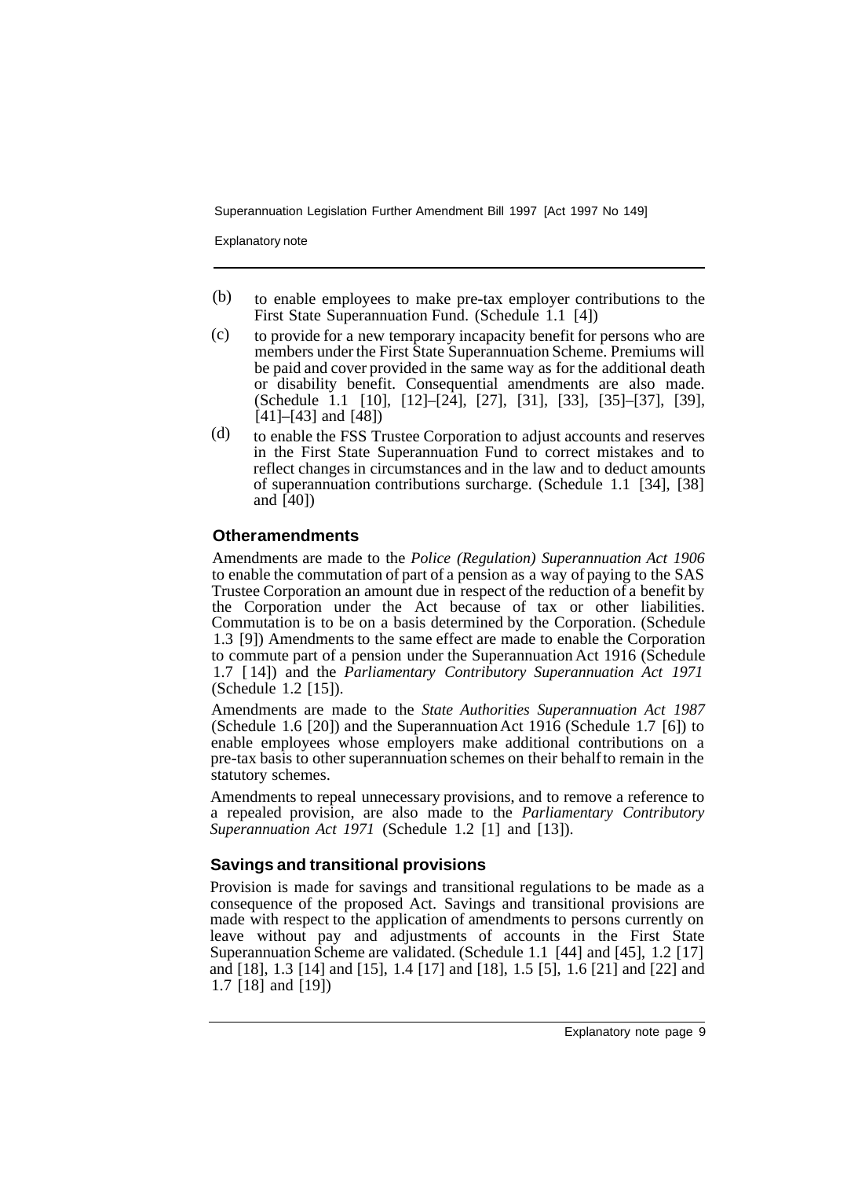(b) to enable employees to make pre-tax employer contributions to the First State Superannuation Fund. (Schedule 1.1 [4])

(c) to provide for a new temporary incapacity benefit for persons who are members under the First State Superannuation Scheme. Premiums will be paid and cover provided in the same way as for the additional death or disability benefit. Consequential amendments are also made. (Schedule 1.1 [10], [12]–[24], [27], [31], [33], [35]–[37], [39], [41]–[43] and [48])

(d) to enable the FSS Trustee Corporation to adjust accounts and reserves in the First State Superannuation Fund to correct mistakes and to reflect changes in circumstances and in the law and to deduct amounts of superannuation contributions surcharge. (Schedule 1.1 [34], [38] and [40])

### Otheramendments

Amendments are made to the *Police (Regulation) Superannuation Act 1906* to enable the commutation of part of a pension as a way of paying to the SAS Trustee Corporation an amount due in respect of the reduction of a benefit by the Corporation under the Act because of tax or other liabilities. Commutation is to be on a basis determined by the Corporation. (Schedule 1.3 [9]) Amendments to the same effect are made to enable the Corporation to commute part of a pension under the Superannuation Act 1916 (Schedule 1.7 [14]) and the *Parliamentary Contributory Superannuation Act 1971* (Schedule 1.2 [15]).

Amendments are made to the *State Authorities Superannuation Act 1987* (Schedule 1.6 [20]) and the Superannuation Act 1916 (Schedule 1.7 [6]) to enable employees whose employers make additional contributions on a pre-tax basis to other superannuation schemes on their behalf to remain in the statutory schemes.

Amendments to repeal unnecessary provisions, and to remove a reference to a repealed provision, are also made to the *Parliamentary Contributory Superannuation Act 1971* (Schedule 1.2 [1] and [13]).

### Savings and transitional provisions

Provision is made for savings and transitional regulations to be made as a consequence of the proposed Act. Savings and transitional provisions are made with respect to the application of amendments to persons currently on leave without pay and adjustments of accounts in the First State Superannuation Scheme are validated. (Schedule 1.1 [44] and [45], 1.2 [17] and [18], 1.3 [14] and [15], 1.4 [17] and [18], 1.5 [5], 1.6 [21] and [22] and 1.7 [18] and [19])